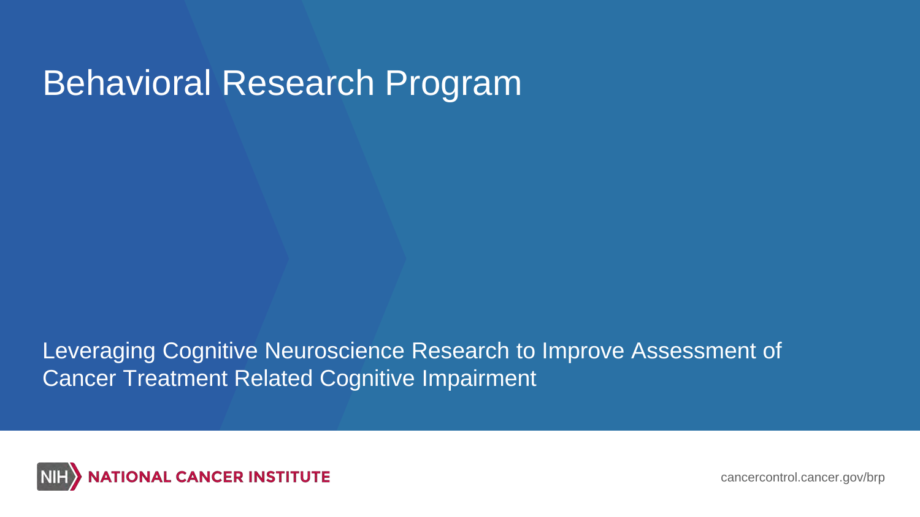# Behavioral Research Program

## Leveraging Cognitive Neuroscience Research to Improve Assessment of Cancer Treatment Related Cognitive Impairment

NIH NATIONAL CANCER INSTITUTE

cancercontrol.cancer.gov/brp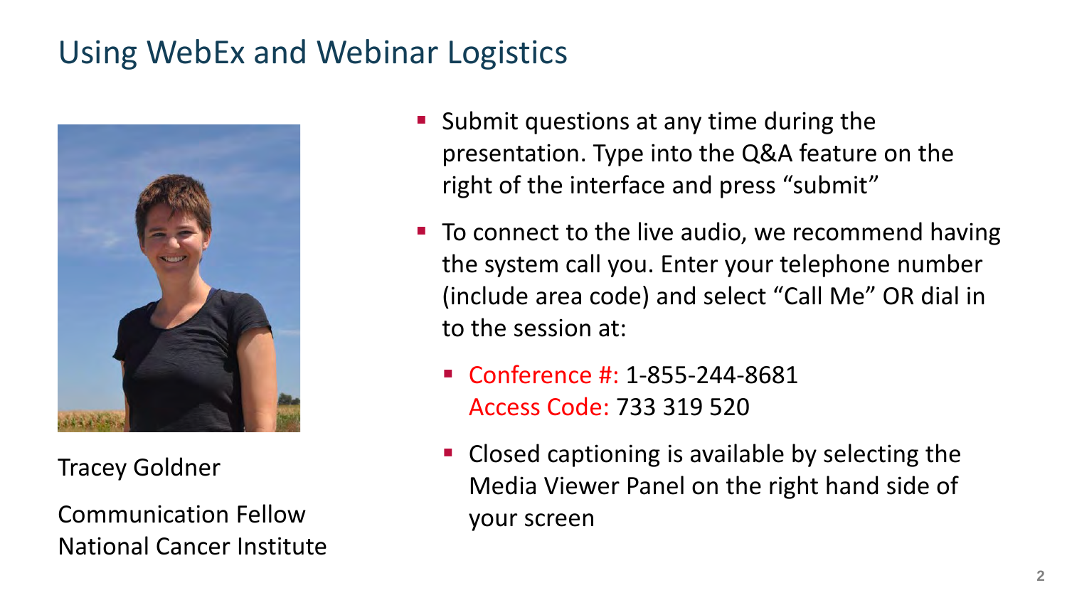# Using WebEx and Webinar Logistics

Tracey Goldner

Communication Fellow
National Cancer Institute

- Submit questions at any time during the presentation. Type into the Q&A feature on the right of the interface and press "submit"
- To connect to the live audio, we recommend having the system call you. Enter your telephone number (include area code) and select "Call Me" OR dial in to the session at:
  - Conference #: 1-855-244-8681
    Access Code: 733 319 520
  - Closed captioning is available by selecting the Media Viewer Panel on the right hand side of your screen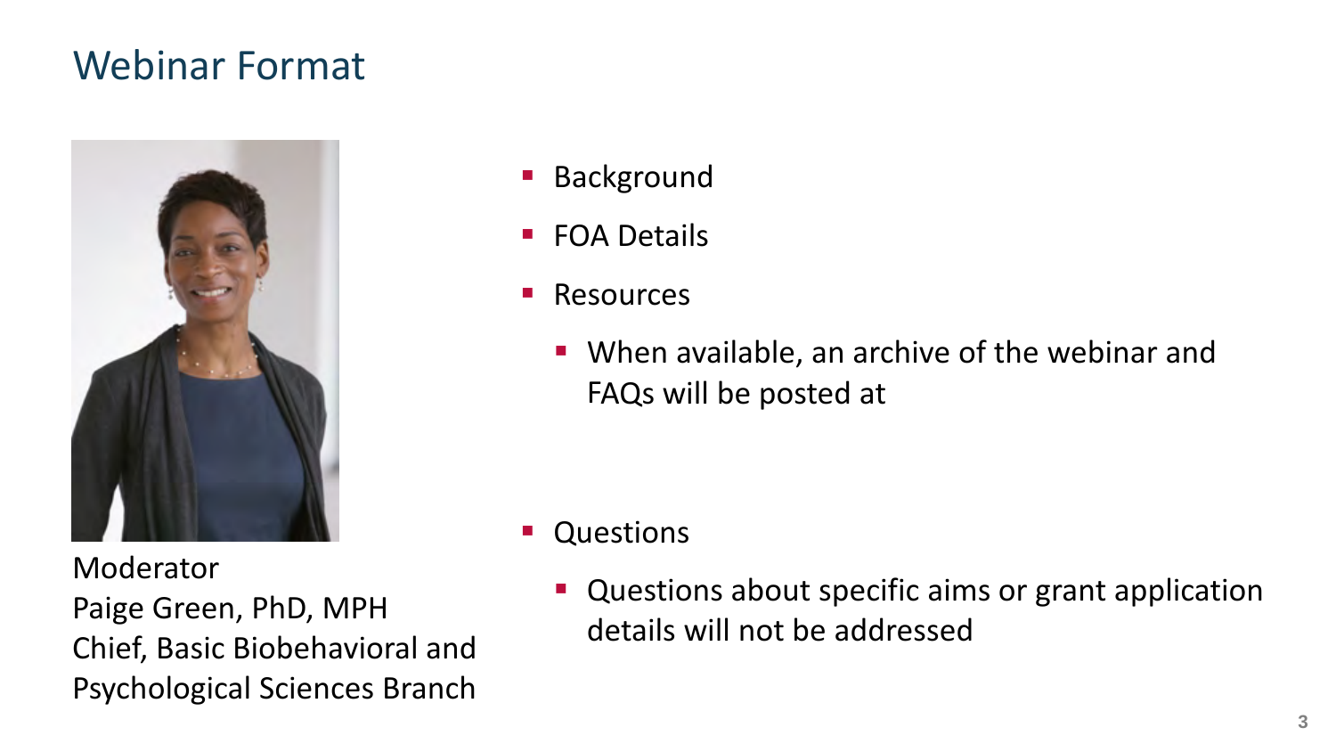# Webinar Format

Moderator
Paige Green, PhD, MPH
Chief, Basic Biobehavioral and Psychological Sciences Branch

- Background
- FOA Details
- Resources
  - When available, an archive of the webinar and FAQs will be posted at
- Questions
  - Questions about specific aims or grant application details will not be addressed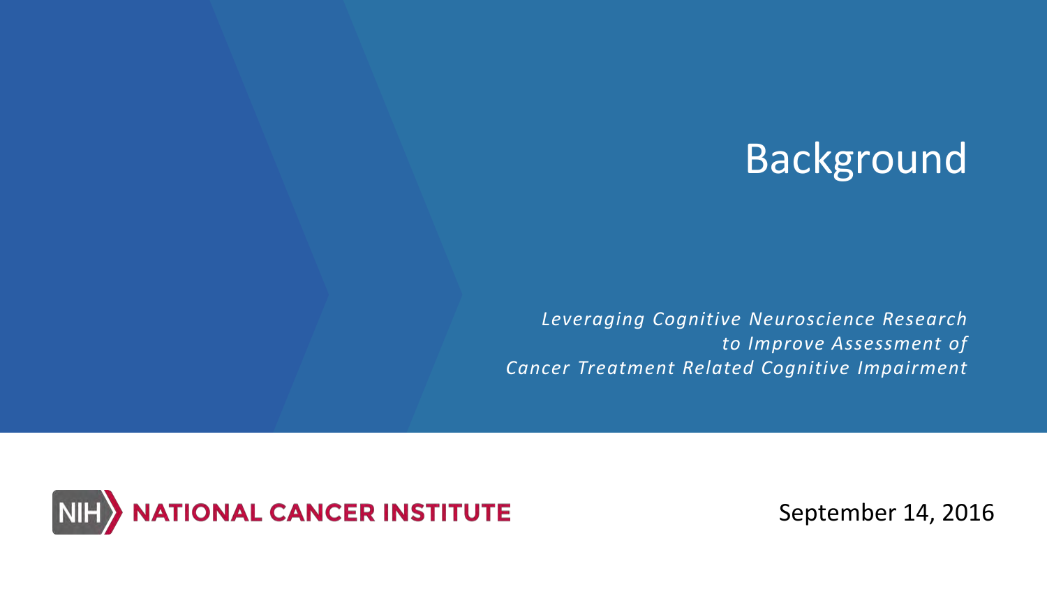# Background

*Leveraging Cognitive Neuroscience Research to Improve Assessment of Cancer Treatment Related Cognitive Impairment*

NIH NATIONAL CANCER INSTITUTE

September 14, 2016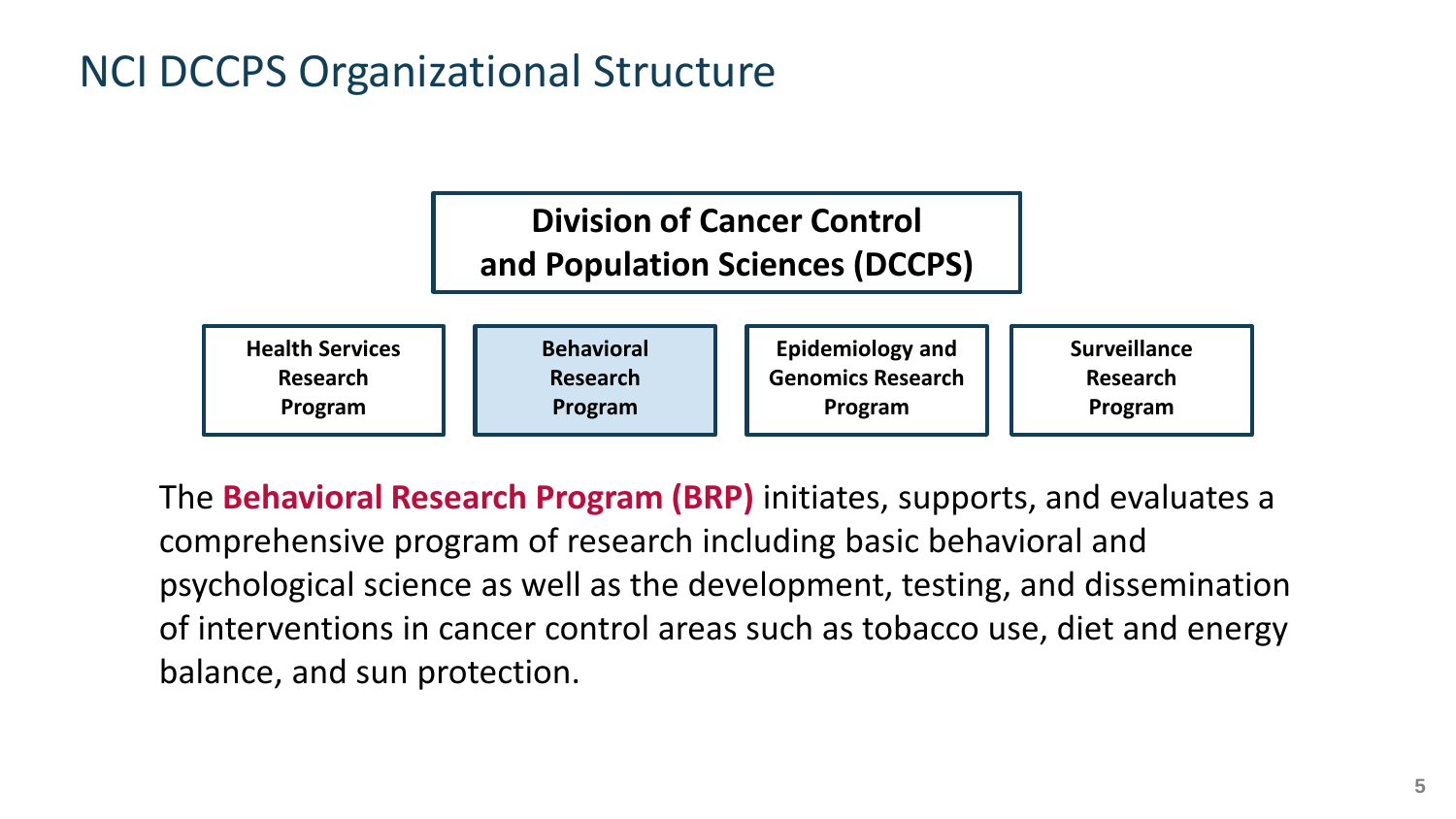# NCI DCCPS Organizational Structure

**Division of Cancer Control and Population Sciences (DCCPS)**

- **Health Services Research Program**
- **Behavioral Research Program**
- **Epidemiology and Genomics Research Program**
- **Surveillance Research Program**

The **Behavioral Research Program (BRP)** initiates, supports, and evaluates a comprehensive program of research including basic behavioral and psychological science as well as the development, testing, and dissemination of interventions in cancer control areas such as tobacco use, diet and energy balance, and sun protection.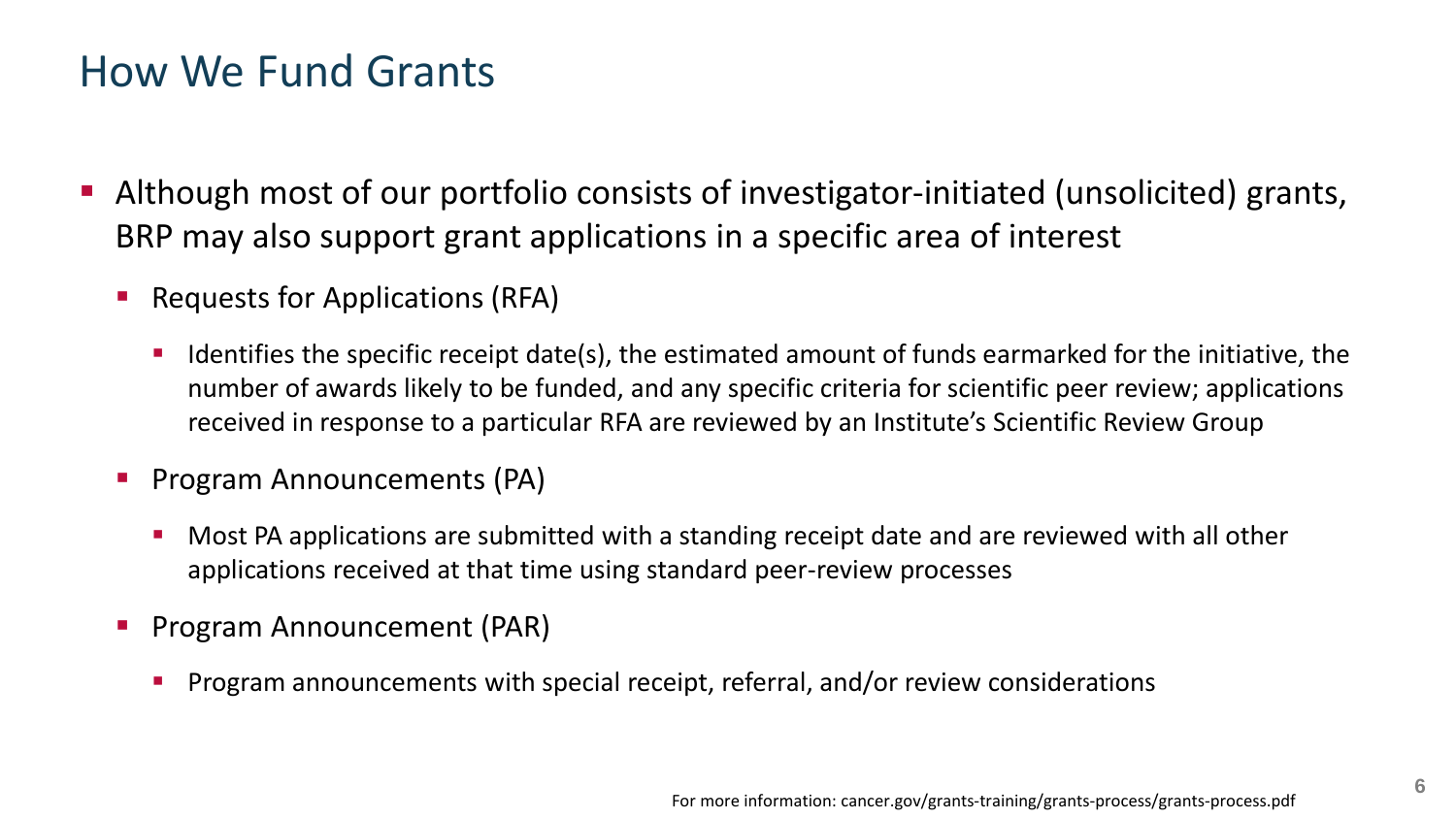# How We Fund Grants

- Although most of our portfolio consists of investigator-initiated (unsolicited) grants, BRP may also support grant applications in a specific area of interest
  - Requests for Applications (RFA)
    - Identifies the specific receipt date(s), the estimated amount of funds earmarked for the initiative, the number of awards likely to be funded, and any specific criteria for scientific peer review; applications received in response to a particular RFA are reviewed by an Institute's Scientific Review Group
  - Program Announcements (PA)
    - Most PA applications are submitted with a standing receipt date and are reviewed with all other applications received at that time using standard peer-review processes
  - Program Announcement (PAR)
    - Program announcements with special receipt, referral, and/or review considerations

For more information: cancer.gov/grants-training/grants-process/grants-process.pdf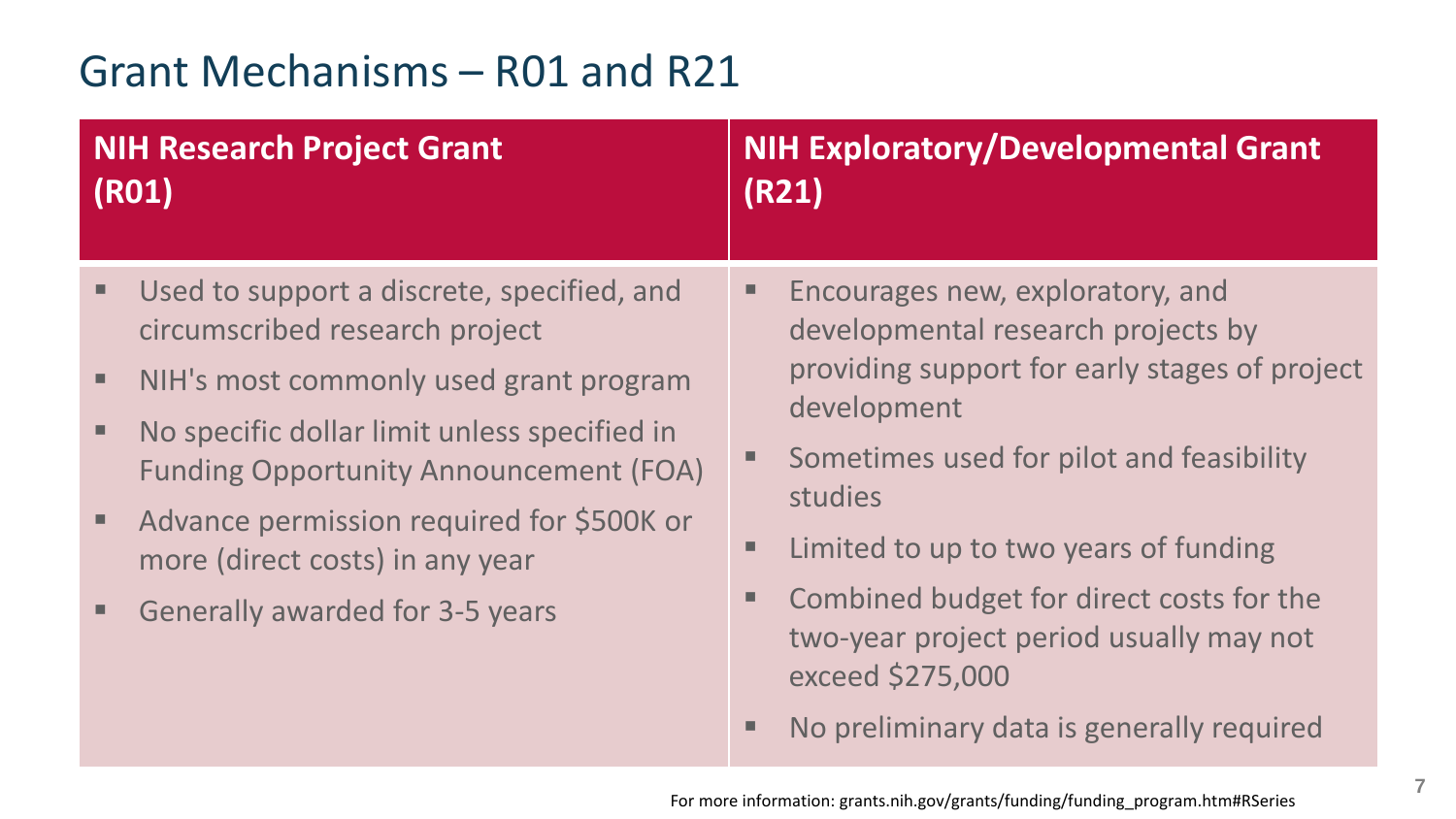# Grant Mechanisms – R01 and R21

## NIH Research Project Grant (R01)

- Used to support a discrete, specified, and circumscribed research project
- NIH's most commonly used grant program
- No specific dollar limit unless specified in Funding Opportunity Announcement (FOA)
- Advance permission required for $500K or more (direct costs) in any year
- Generally awarded for 3-5 years

## NIH Exploratory/Developmental Grant (R21)

- Encourages new, exploratory, and developmental research projects by providing support for early stages of project development
- Sometimes used for pilot and feasibility studies
- Limited to up to two years of funding
- Combined budget for direct costs for the two-year project period usually may not exceed $275,000
- No preliminary data is generally required

For more information: grants.nih.gov/grants/funding/funding_program.htm#RSeries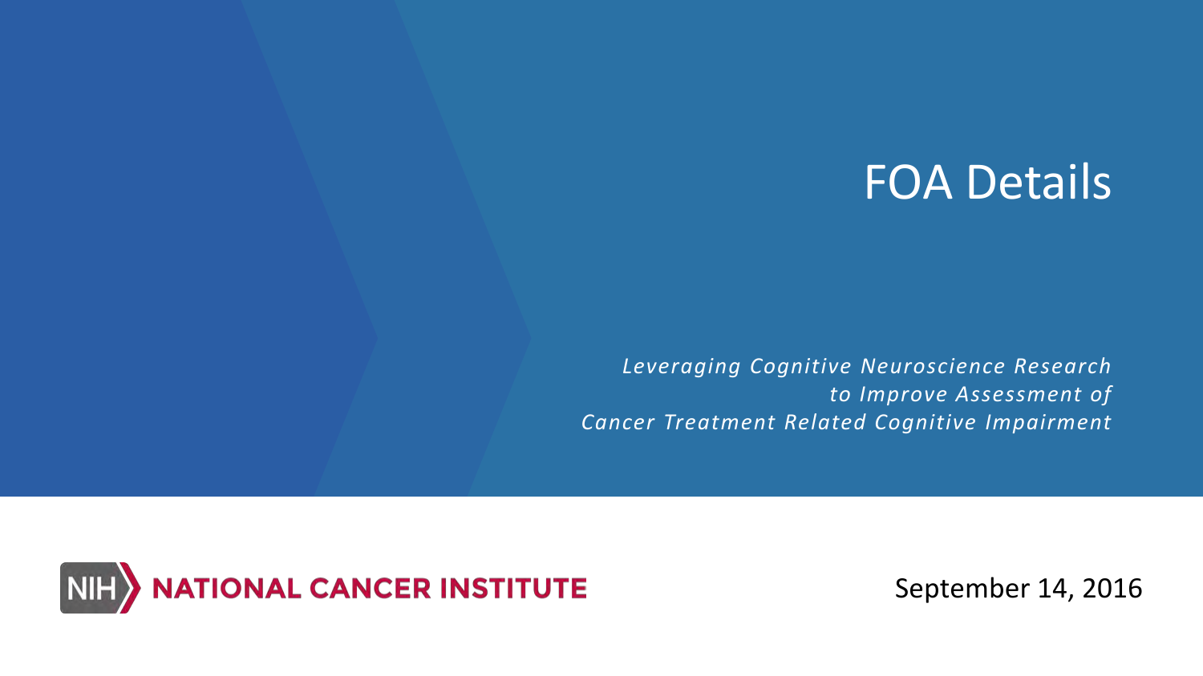# FOA Details

*Leveraging Cognitive Neuroscience Research to Improve Assessment of Cancer Treatment Related Cognitive Impairment*

NIH NATIONAL CANCER INSTITUTE

September 14, 2016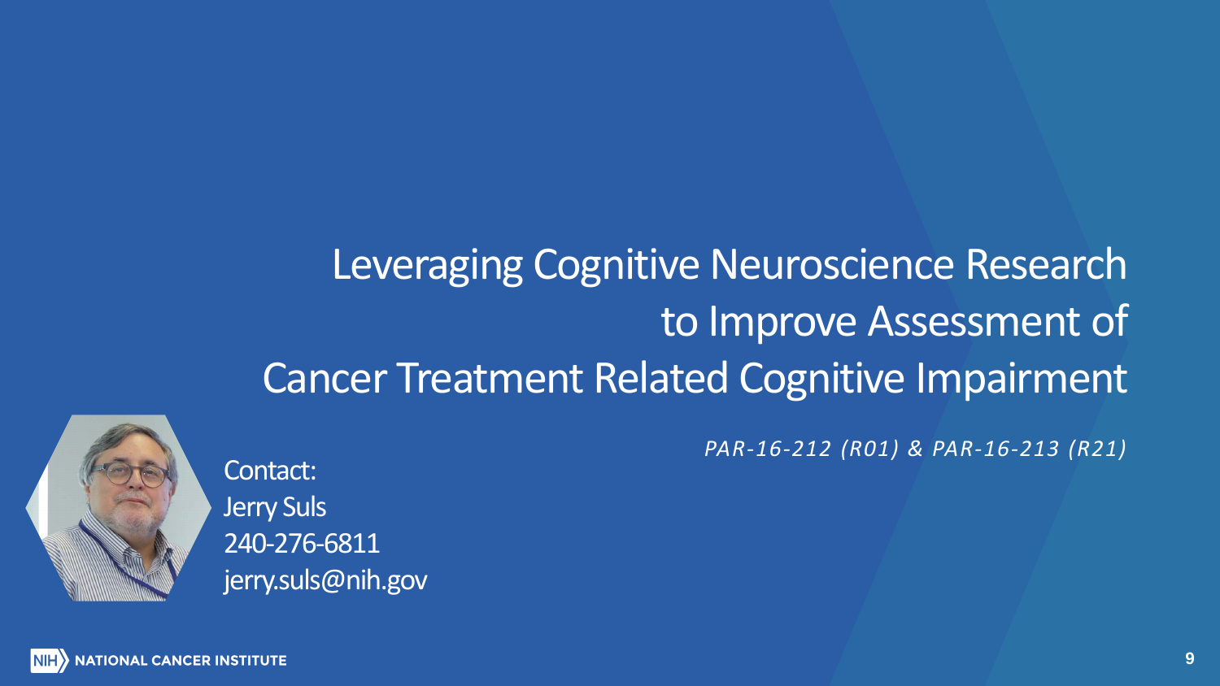# Leveraging Cognitive Neuroscience Research to Improve Assessment of Cancer Treatment Related Cognitive Impairment

*PAR-16-212 (R01) & PAR-16-213 (R21)*

Contact:
Jerry Suls
240-276-6811
jerry.suls@nih.gov

NIH NATIONAL CANCER INSTITUTE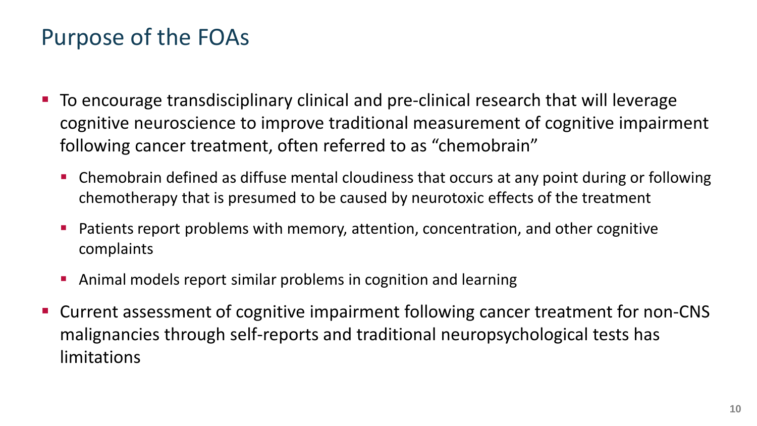# Purpose of the FOAs

- To encourage transdisciplinary clinical and pre-clinical research that will leverage cognitive neuroscience to improve traditional measurement of cognitive impairment following cancer treatment, often referred to as "chemobrain"
  - Chemobrain defined as diffuse mental cloudiness that occurs at any point during or following chemotherapy that is presumed to be caused by neurotoxic effects of the treatment
  - Patients report problems with memory, attention, concentration, and other cognitive complaints
  - Animal models report similar problems in cognition and learning
- Current assessment of cognitive impairment following cancer treatment for non-CNS malignancies through self-reports and traditional neuropsychological tests has limitations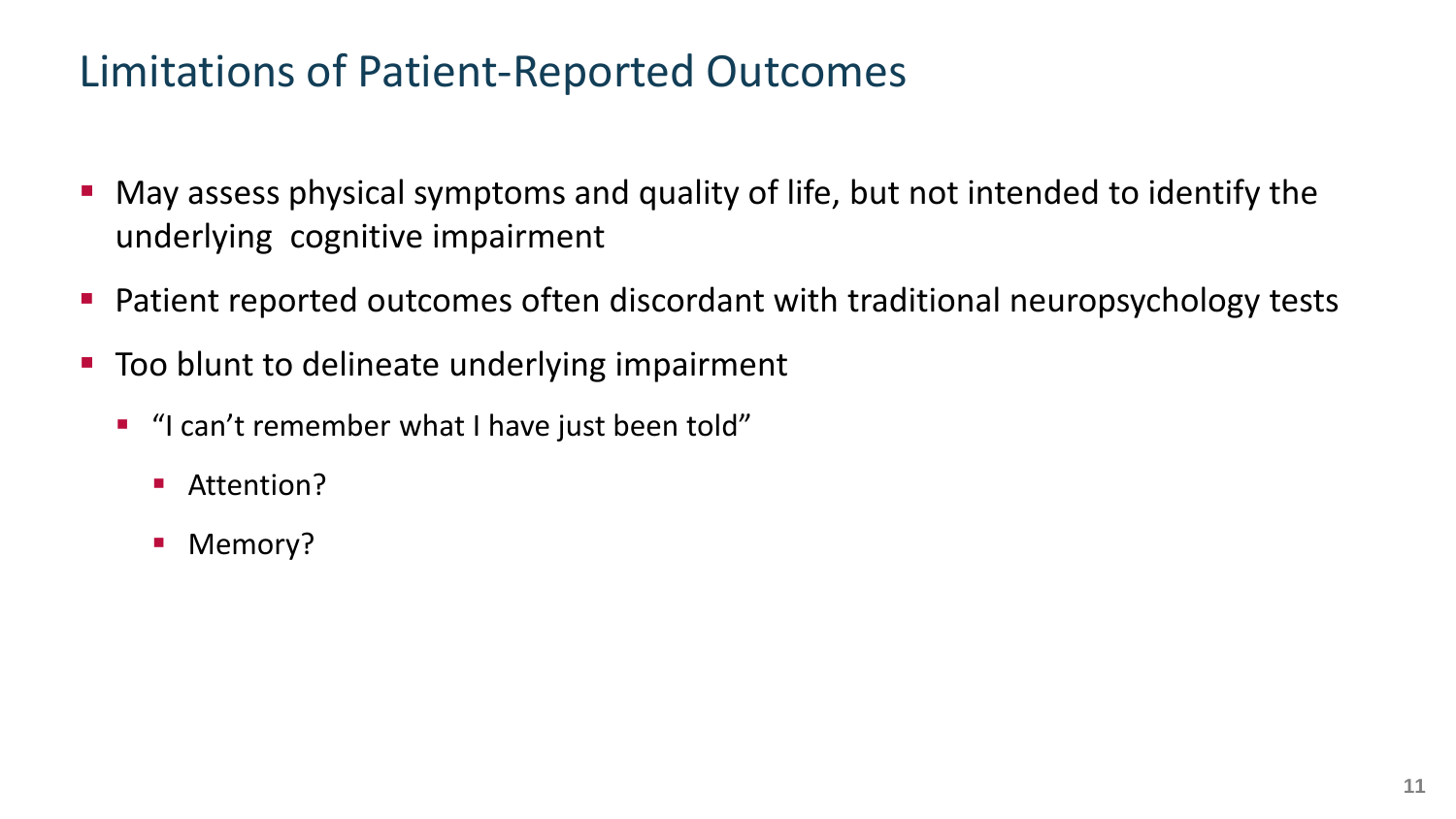# Limitations of Patient-Reported Outcomes

- May assess physical symptoms and quality of life, but not intended to identify the underlying cognitive impairment
- Patient reported outcomes often discordant with traditional neuropsychology tests
- Too blunt to delineate underlying impairment
  - "I can't remember what I have just been told"
    - Attention?
    - Memory?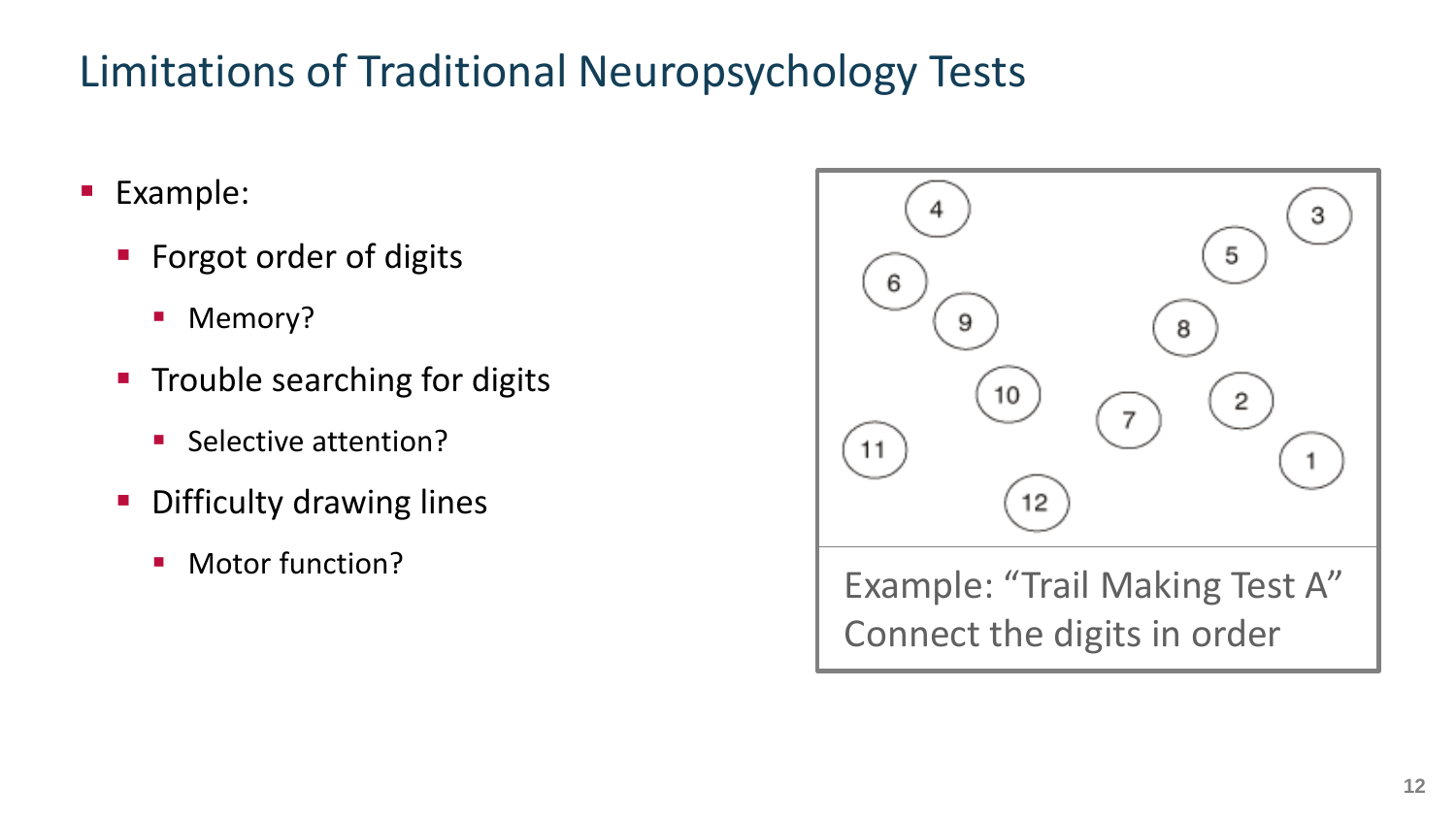# Limitations of Traditional Neuropsychology Tests

- Example:
  - Forgot order of digits
    - Memory?
  - Trouble searching for digits
    - Selective attention?
  - Difficulty drawing lines
    - Motor function?

Example: "Trail Making Test A"
Connect the digits in order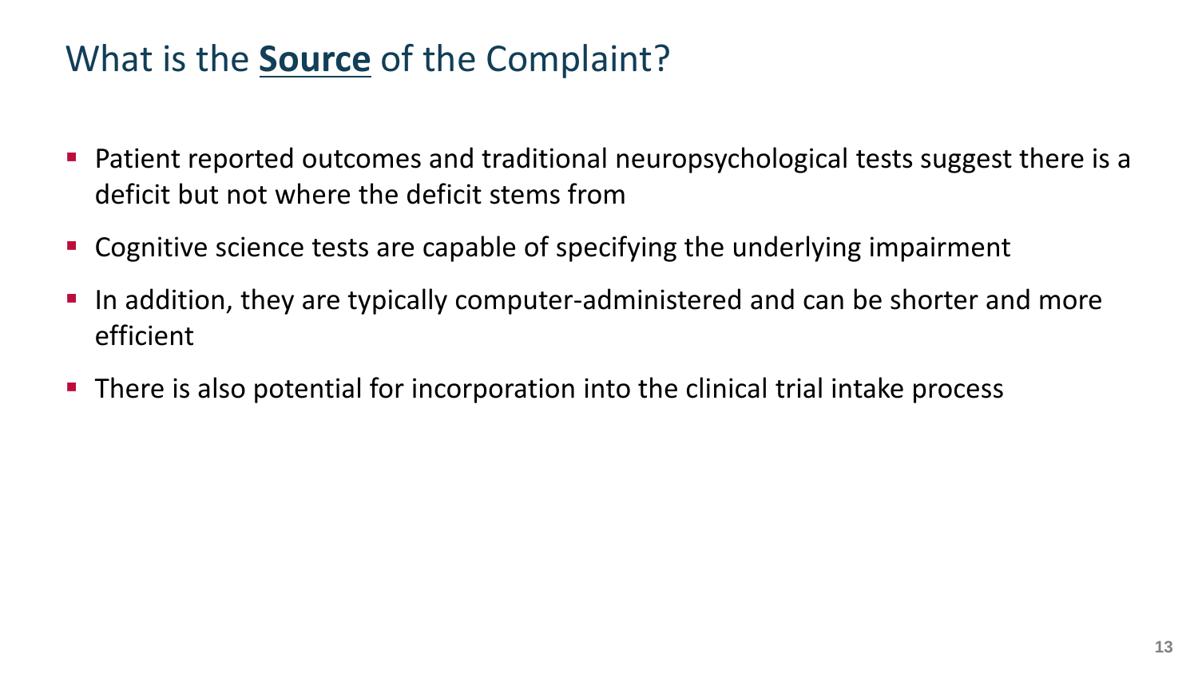# What is the **Source** of the Complaint?

- Patient reported outcomes and traditional neuropsychological tests suggest there is a deficit but not where the deficit stems from
- Cognitive science tests are capable of specifying the underlying impairment
- In addition, they are typically computer-administered and can be shorter and more efficient
- There is also potential for incorporation into the clinical trial intake process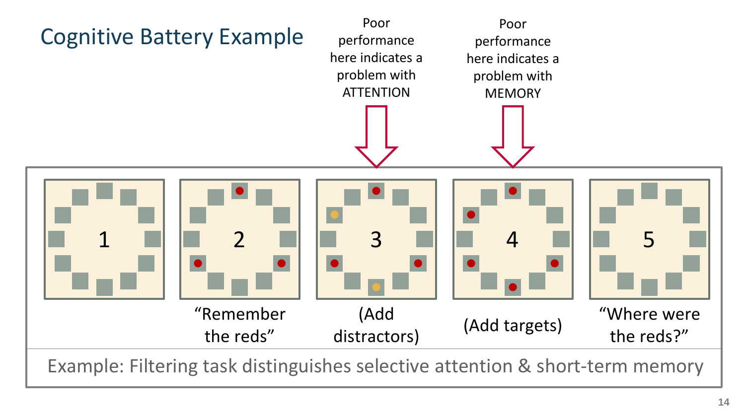# Cognitive Battery Example

Poor performance here indicates a problem with ATTENTION

Poor performance here indicates a problem with MEMORY

1

2 — "Remember the reds"

3 — (Add distractors)

4 — (Add targets)

5 — "Where were the reds?"

Example: Filtering task distinguishes selective attention & short-term memory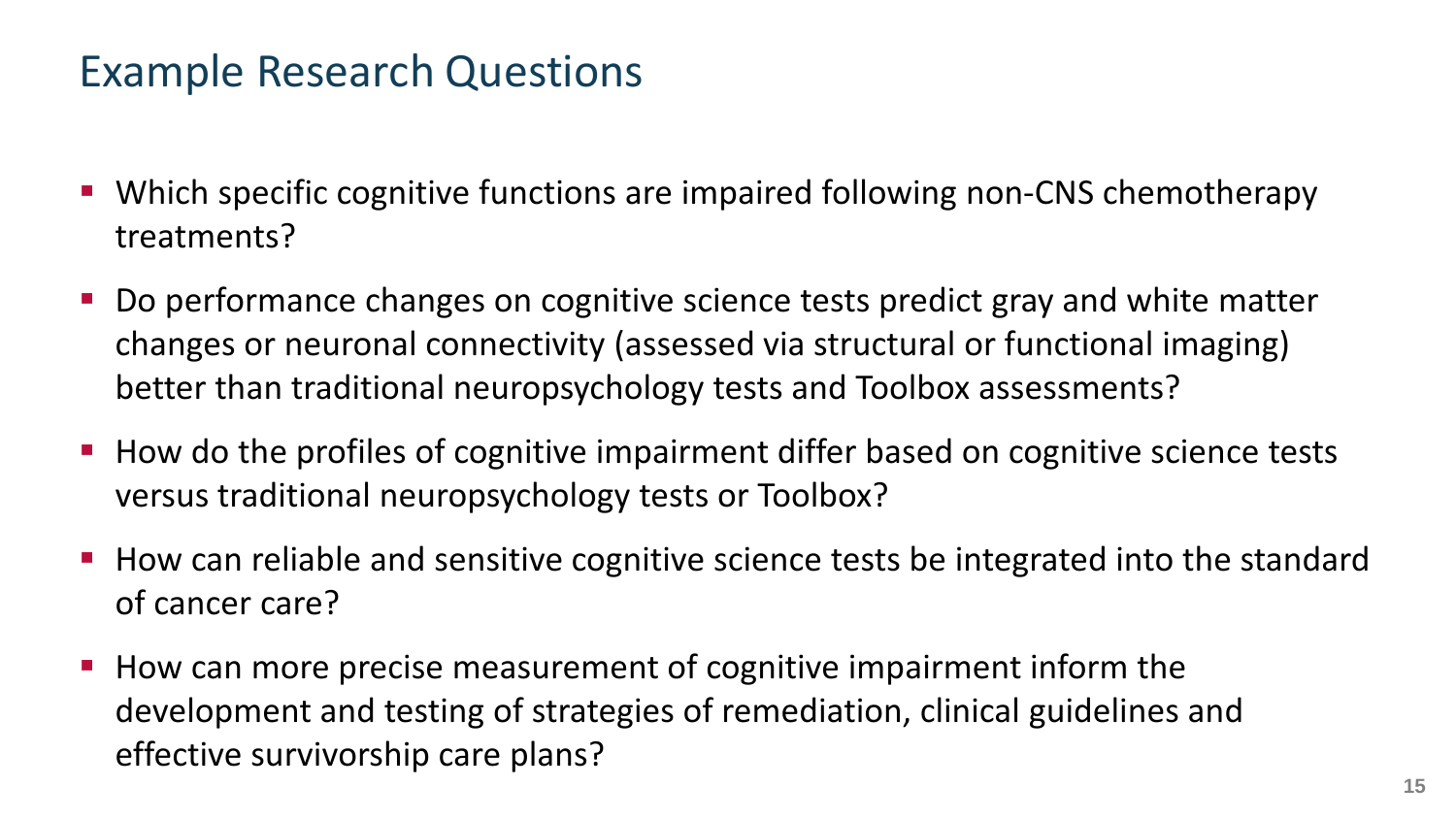# Example Research Questions

- Which specific cognitive functions are impaired following non-CNS chemotherapy treatments?
- Do performance changes on cognitive science tests predict gray and white matter changes or neuronal connectivity (assessed via structural or functional imaging) better than traditional neuropsychology tests and Toolbox assessments?
- How do the profiles of cognitive impairment differ based on cognitive science tests versus traditional neuropsychology tests or Toolbox?
- How can reliable and sensitive cognitive science tests be integrated into the standard of cancer care?
- How can more precise measurement of cognitive impairment inform the development and testing of strategies of remediation, clinical guidelines and effective survivorship care plans?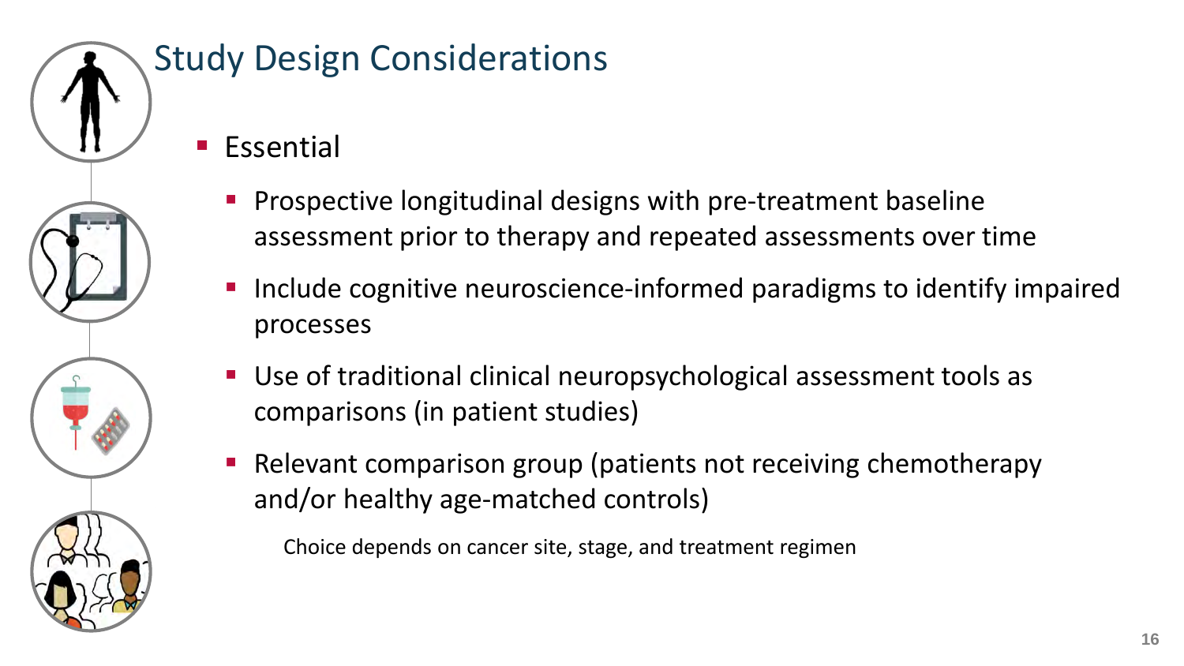# Study Design Considerations

- Essential
  - Prospective longitudinal designs with pre-treatment baseline assessment prior to therapy and repeated assessments over time
  - Include cognitive neuroscience-informed paradigms to identify impaired processes
  - Use of traditional clinical neuropsychological assessment tools as comparisons (in patient studies)
  - Relevant comparison group (patients not receiving chemotherapy and/or healthy age-matched controls)

    Choice depends on cancer site, stage, and treatment regimen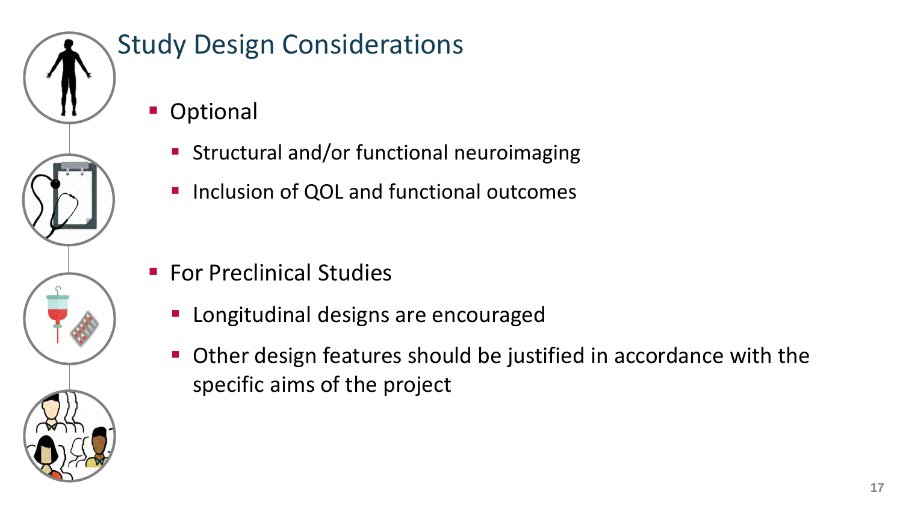# Study Design Considerations

- Optional
  - Structural and/or functional neuroimaging
  - Inclusion of QOL and functional outcomes
- For Preclinical Studies
  - Longitudinal designs are encouraged
  - Other design features should be justified in accordance with the specific aims of the project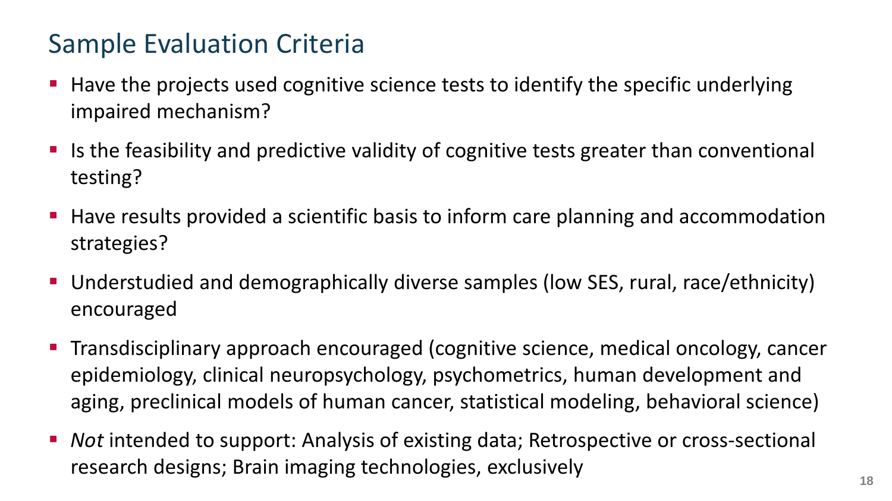# Sample Evaluation Criteria

- Have the projects used cognitive science tests to identify the specific underlying impaired mechanism?
- Is the feasibility and predictive validity of cognitive tests greater than conventional testing?
- Have results provided a scientific basis to inform care planning and accommodation strategies?
- Understudied and demographically diverse samples (low SES, rural, race/ethnicity) encouraged
- Transdisciplinary approach encouraged (cognitive science, medical oncology, cancer epidemiology, clinical neuropsychology, psychometrics, human development and aging, preclinical models of human cancer, statistical modeling, behavioral science)
- *Not* intended to support: Analysis of existing data; Retrospective or cross-sectional research designs; Brain imaging technologies, exclusively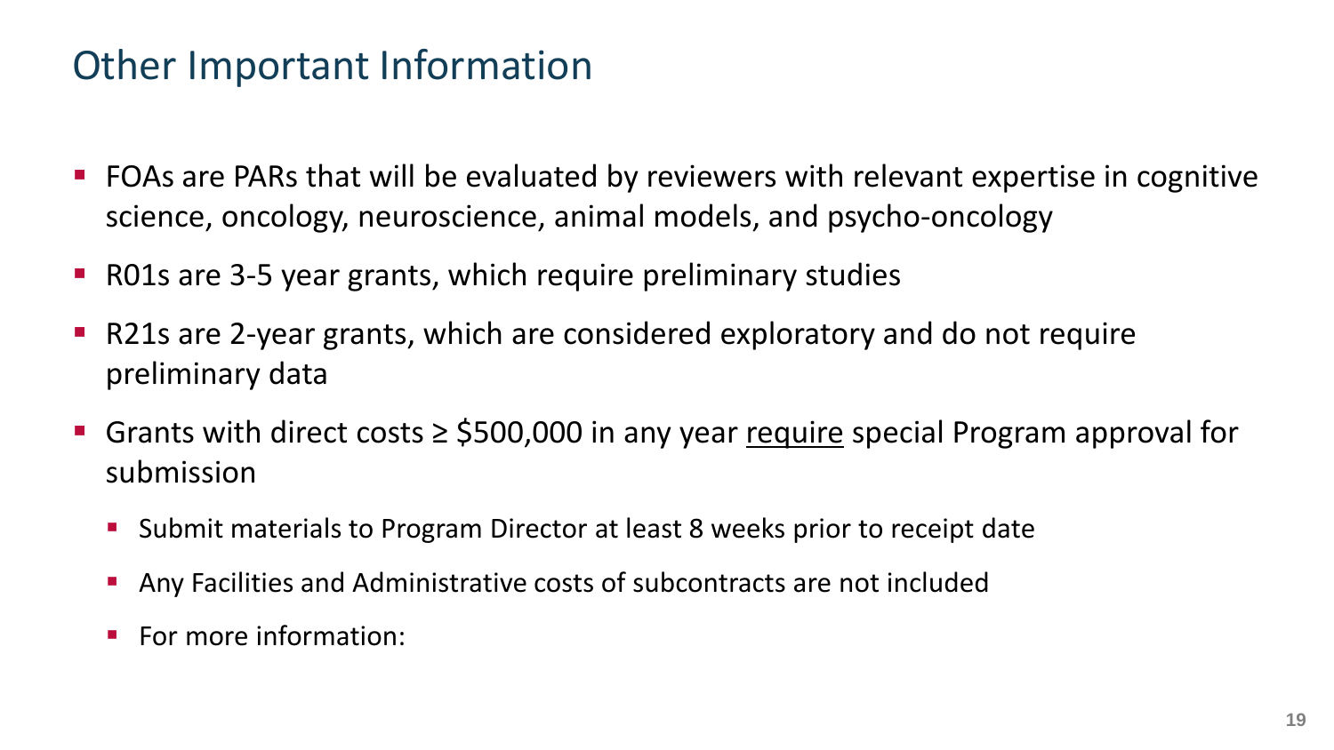# Other Important Information

- FOAs are PARs that will be evaluated by reviewers with relevant expertise in cognitive science, oncology, neuroscience, animal models, and psycho-oncology
- R01s are 3-5 year grants, which require preliminary studies
- R21s are 2-year grants, which are considered exploratory and do not require preliminary data
- Grants with direct costs ≥ $500,000 in any year <u>require</u> special Program approval for submission
  - Submit materials to Program Director at least 8 weeks prior to receipt date
  - Any Facilities and Administrative costs of subcontracts are not included
  - For more information: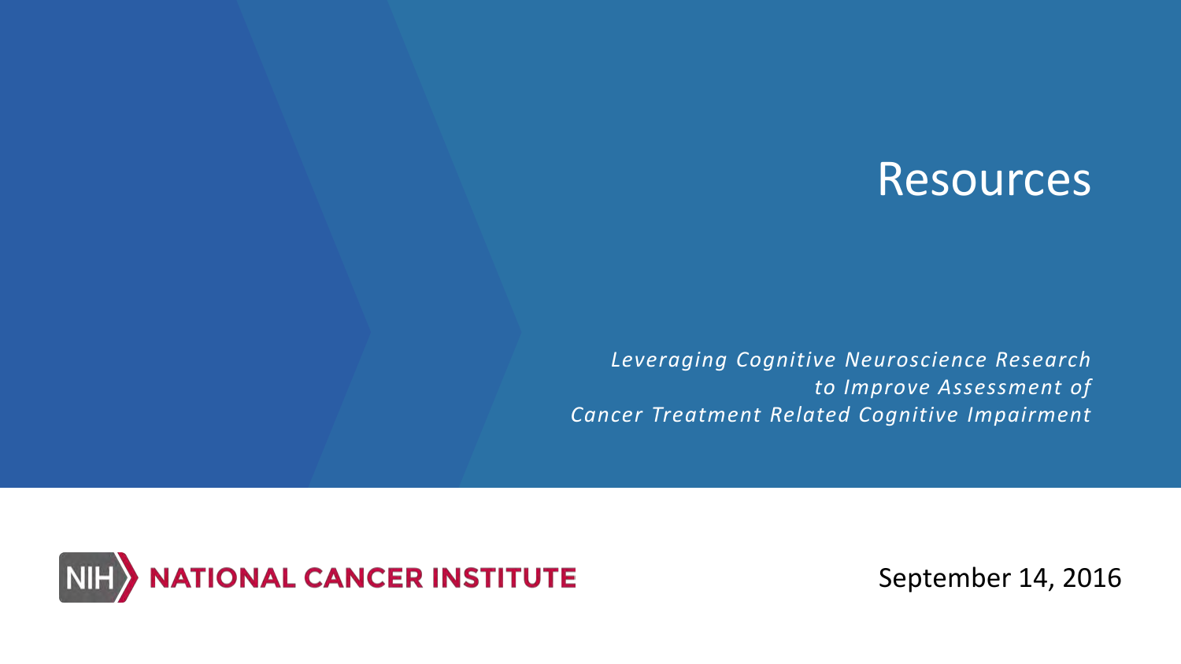# Resources

*Leveraging Cognitive Neuroscience Research to Improve Assessment of Cancer Treatment Related Cognitive Impairment*

NIH NATIONAL CANCER INSTITUTE

September 14, 2016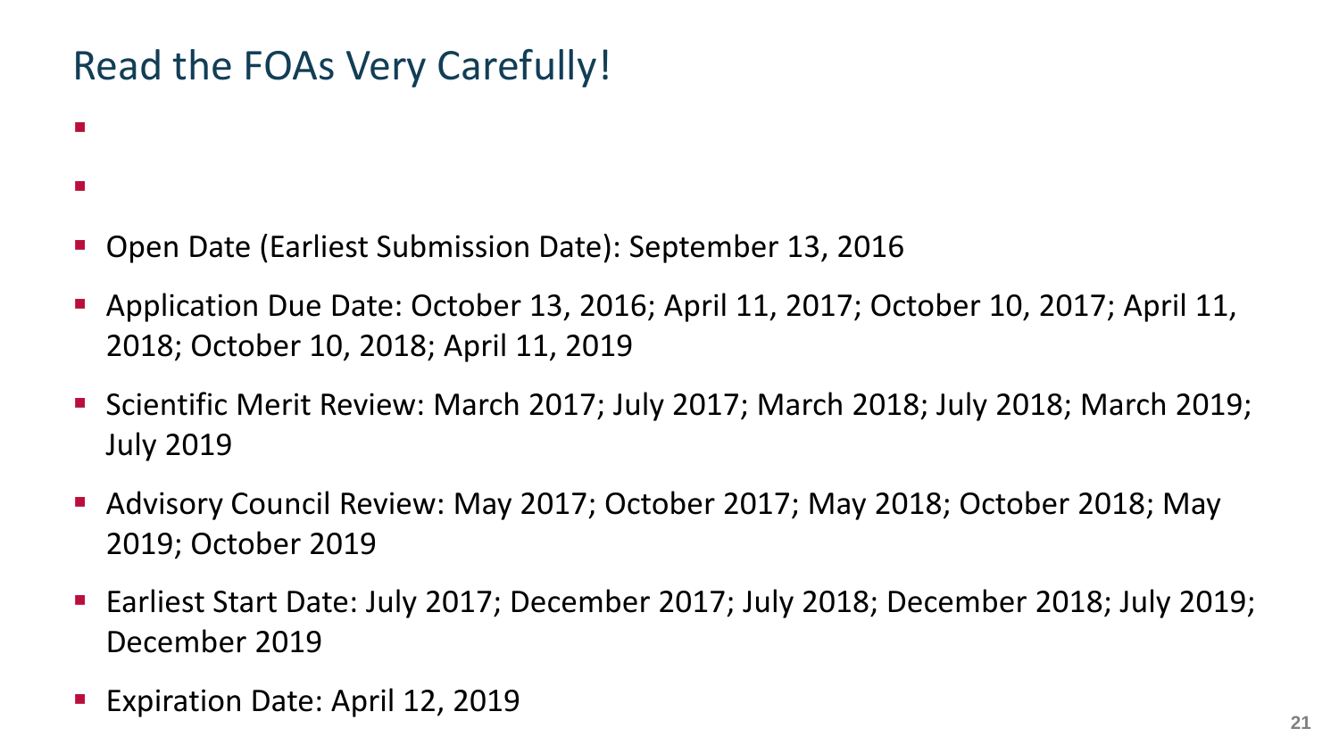# Read the FOAs Very Carefully!

- Open Date (Earliest Submission Date): September 13, 2016
- Application Due Date: October 13, 2016; April 11, 2017; October 10, 2017; April 11, 2018; October 10, 2018; April 11, 2019
- Scientific Merit Review: March 2017; July 2017; March 2018; July 2018; March 2019; July 2019
- Advisory Council Review: May 2017; October 2017; May 2018; October 2018; May 2019; October 2019
- Earliest Start Date: July 2017; December 2017; July 2018; December 2018; July 2019; December 2019
- Expiration Date: April 12, 2019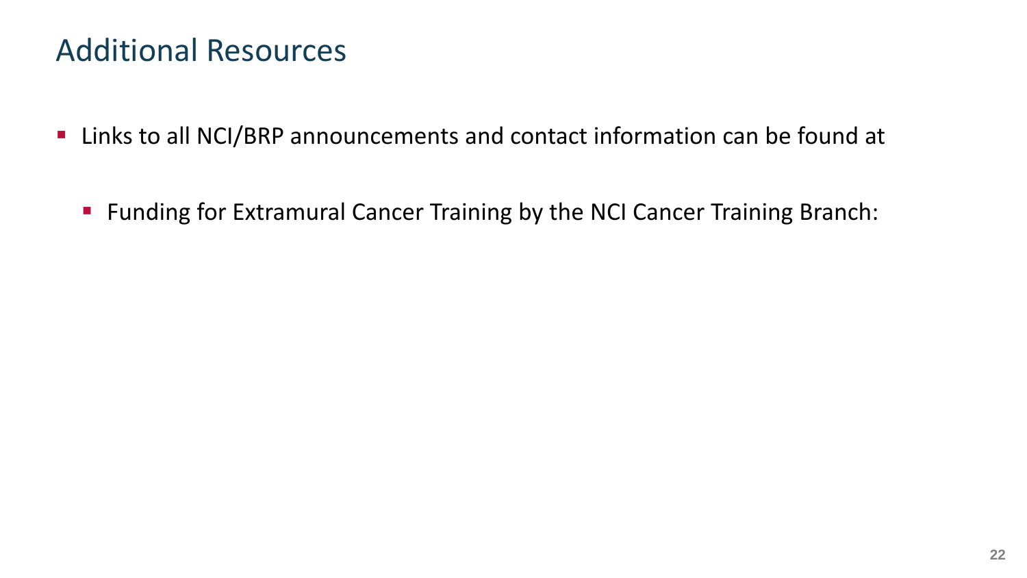# Additional Resources

- Links to all NCI/BRP announcements and contact information can be found at
  - Funding for Extramural Cancer Training by the NCI Cancer Training Branch: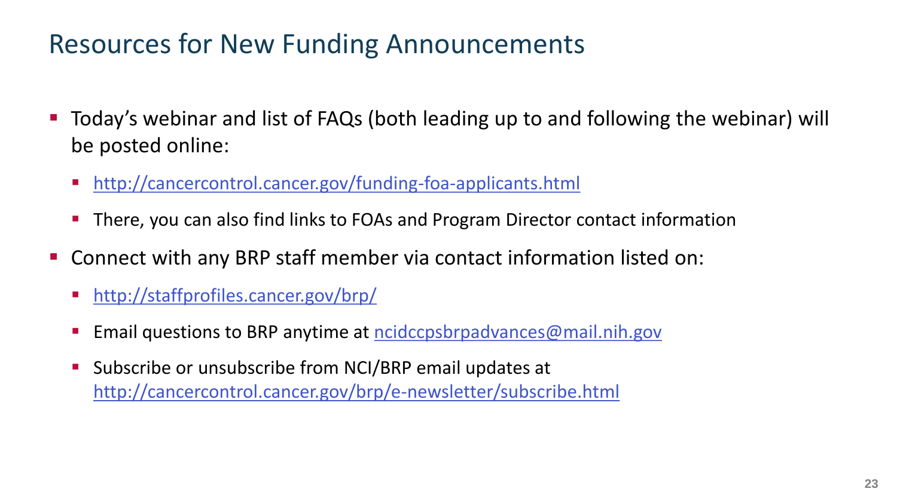# Resources for New Funding Announcements

- Today's webinar and list of FAQs (both leading up to and following the webinar) will be posted online:
  - http://cancercontrol.cancer.gov/funding-foa-applicants.html
  - There, you can also find links to FOAs and Program Director contact information
- Connect with any BRP staff member via contact information listed on:
  - http://staffprofiles.cancer.gov/brp/
  - Email questions to BRP anytime at ncidccpsbrpadvances@mail.nih.gov
  - Subscribe or unsubscribe from NCI/BRP email updates at http://cancercontrol.cancer.gov/brp/e-newsletter/subscribe.html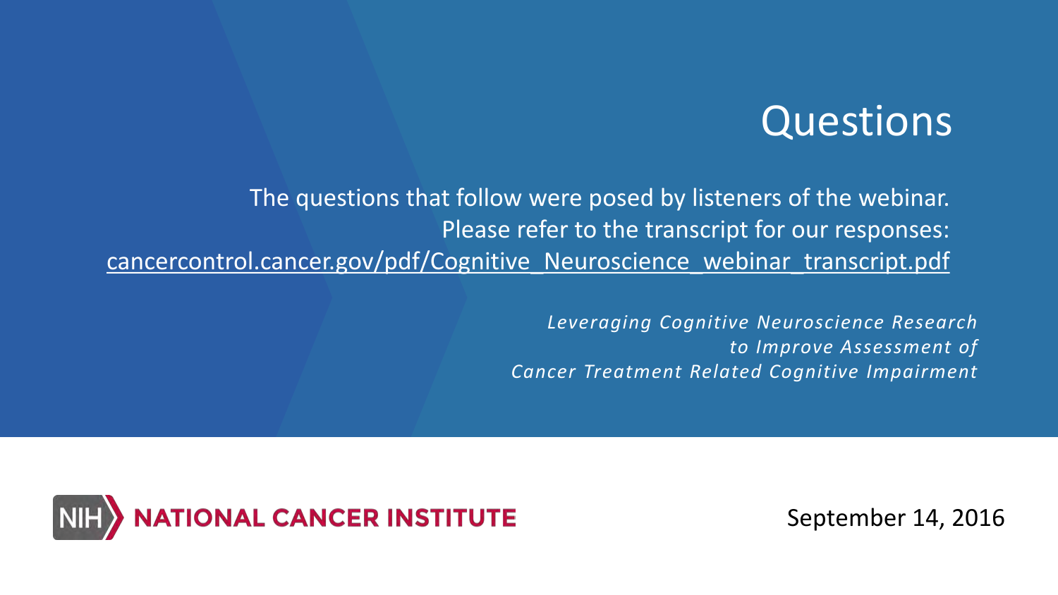# Questions

The questions that follow were posed by listeners of the webinar.
Please refer to the transcript for our responses:
cancercontrol.cancer.gov/pdf/Cognitive_Neuroscience_webinar_transcript.pdf

*Leveraging Cognitive Neuroscience Research to Improve Assessment of Cancer Treatment Related Cognitive Impairment*

NIH NATIONAL CANCER INSTITUTE

September 14, 2016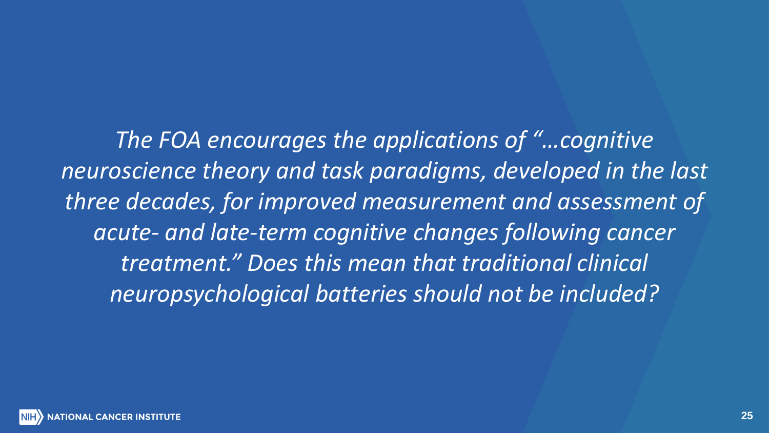*The FOA encourages the applications of "…cognitive neuroscience theory and task paradigms, developed in the last three decades, for improved measurement and assessment of acute- and late-term cognitive changes following cancer treatment." Does this mean that traditional clinical neuropsychological batteries should not be included?*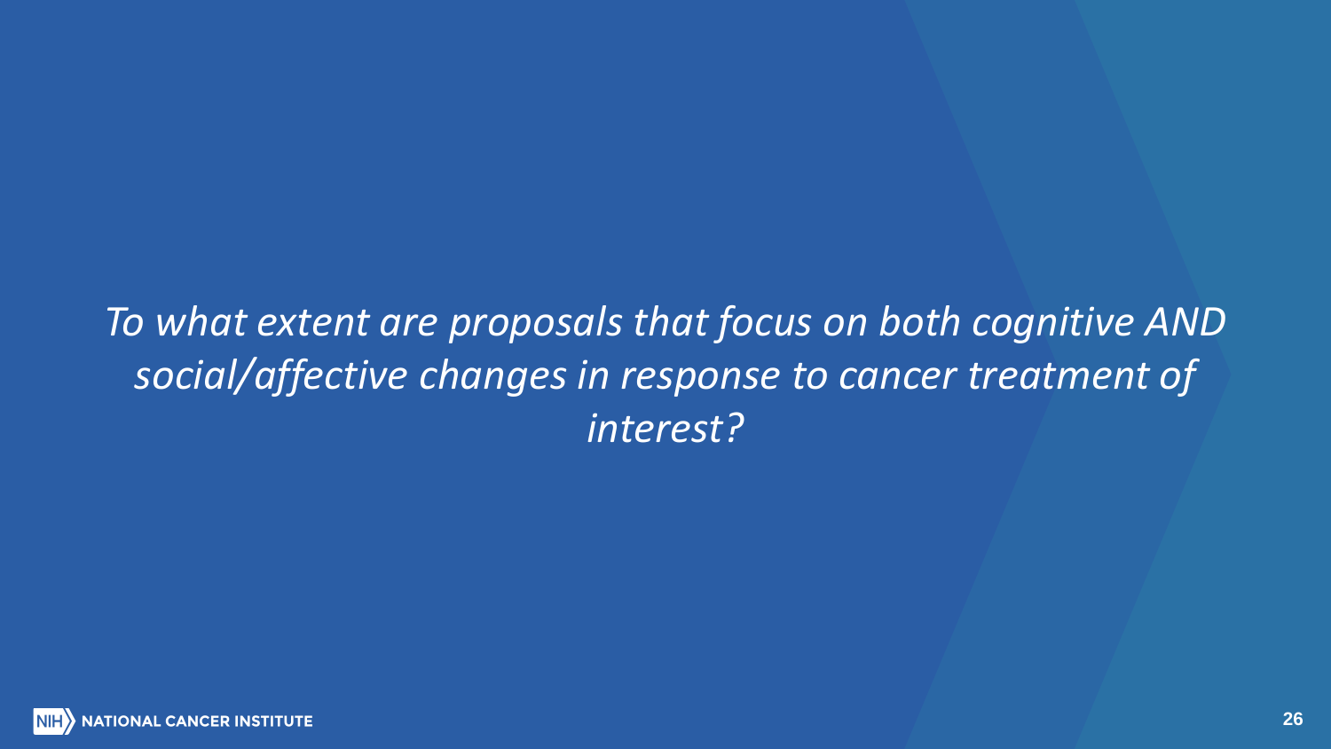*To what extent are proposals that focus on both cognitive AND social/affective changes in response to cancer treatment of interest?*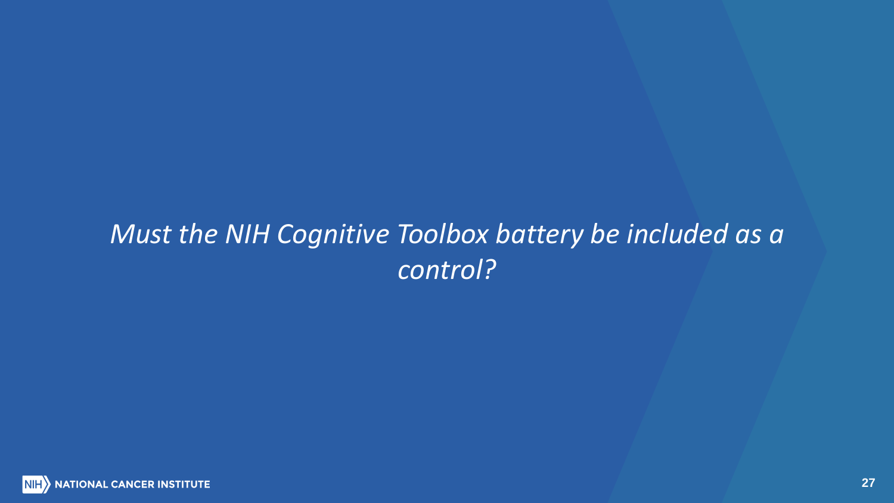*Must the NIH Cognitive Toolbox battery be included as a control?*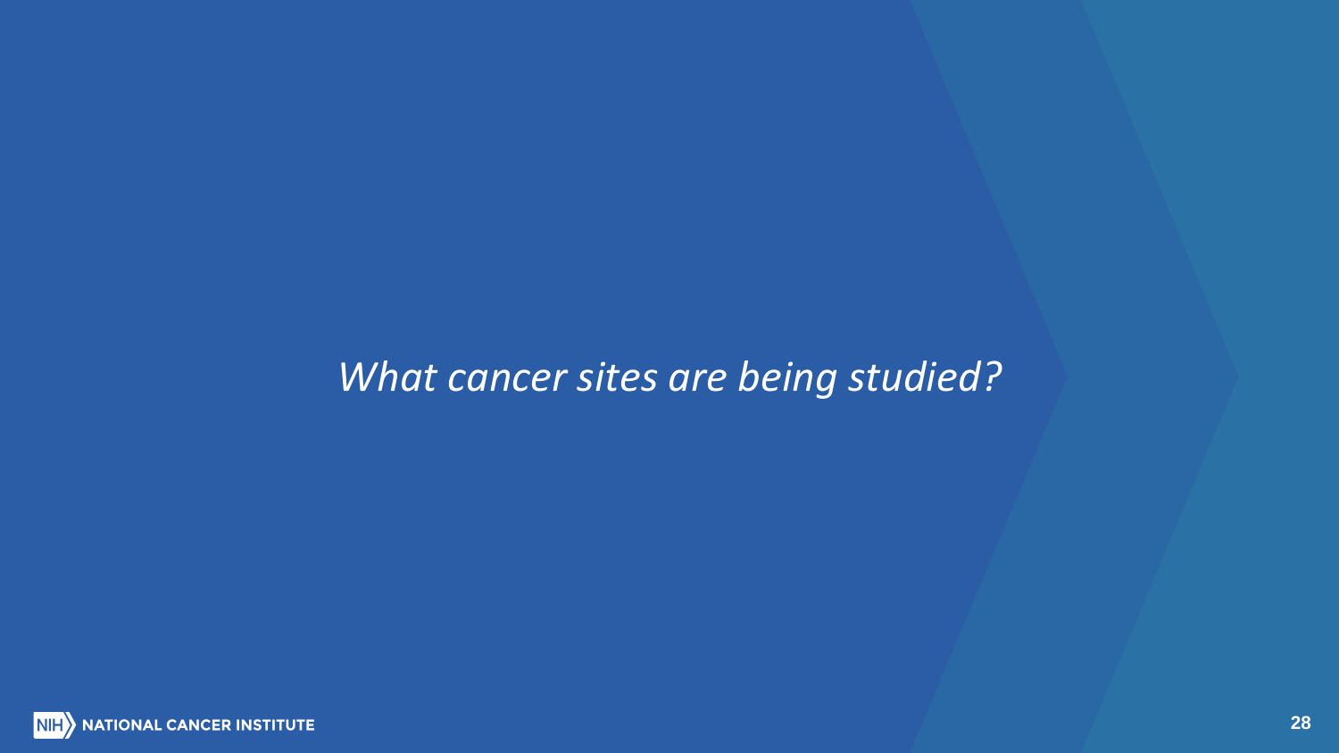*What cancer sites are being studied?*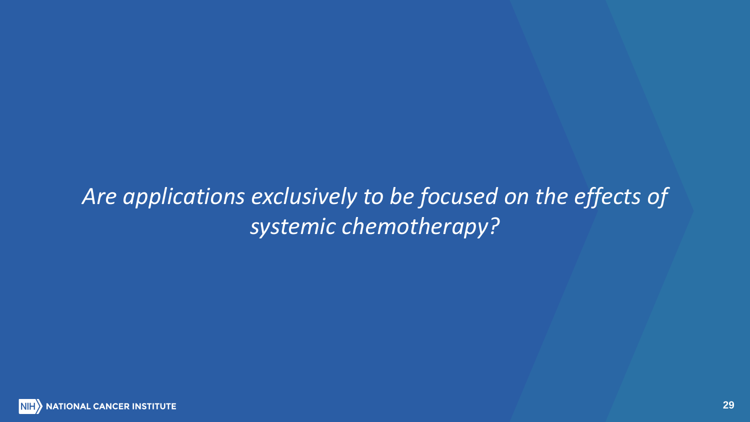*Are applications exclusively to be focused on the effects of systemic chemotherapy?*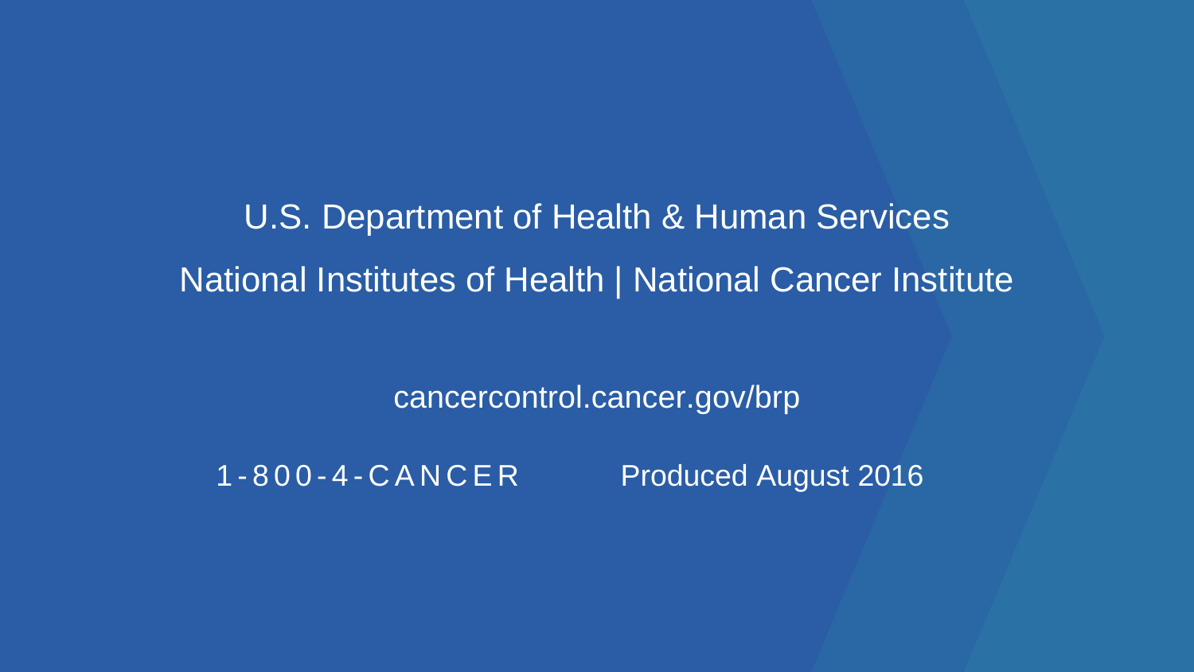U.S. Department of Health & Human Services

National Institutes of Health | National Cancer Institute

cancercontrol.cancer.gov/brp

1-800-4-CANCER

Produced August 2016